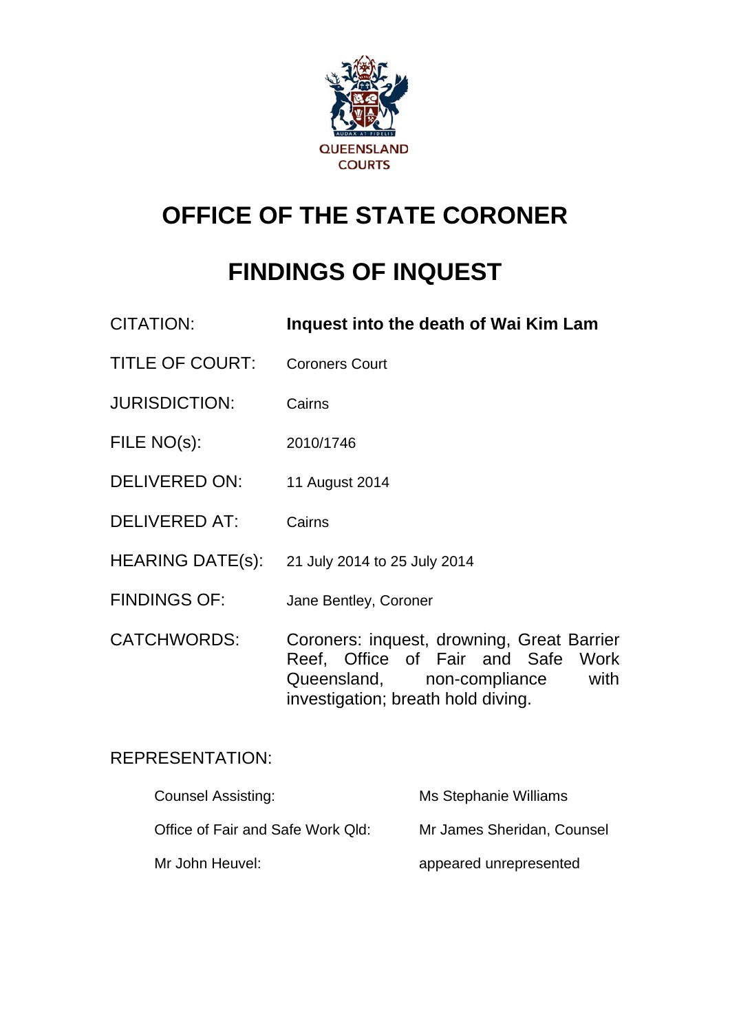QUEENSLAND COURTS

# OFFICE OF THE STATE CORONER

# FINDINGS OF INQUEST

| | |
|---|---|
| CITATION: | **Inquest into the death of Wai Kim Lam** |
| TITLE OF COURT: | Coroners Court |
| JURISDICTION: | Cairns |
| FILE NO(s): | 2010/1746 |
| DELIVERED ON: | 11 August 2014 |
| DELIVERED AT: | Cairns |
| HEARING DATE(s): | 21 July 2014 to 25 July 2014 |
| FINDINGS OF: | Jane Bentley, Coroner |
| CATCHWORDS: | Coroners: inquest, drowning, Great Barrier Reef, Office of Fair and Safe Work Queensland, non-compliance with investigation; breath hold diving. |

REPRESENTATION:

| | |
|---|---|
| Counsel Assisting: | Ms Stephanie Williams |
| Office of Fair and Safe Work Qld: | Mr James Sheridan, Counsel |
| Mr John Heuvel: | appeared unrepresented |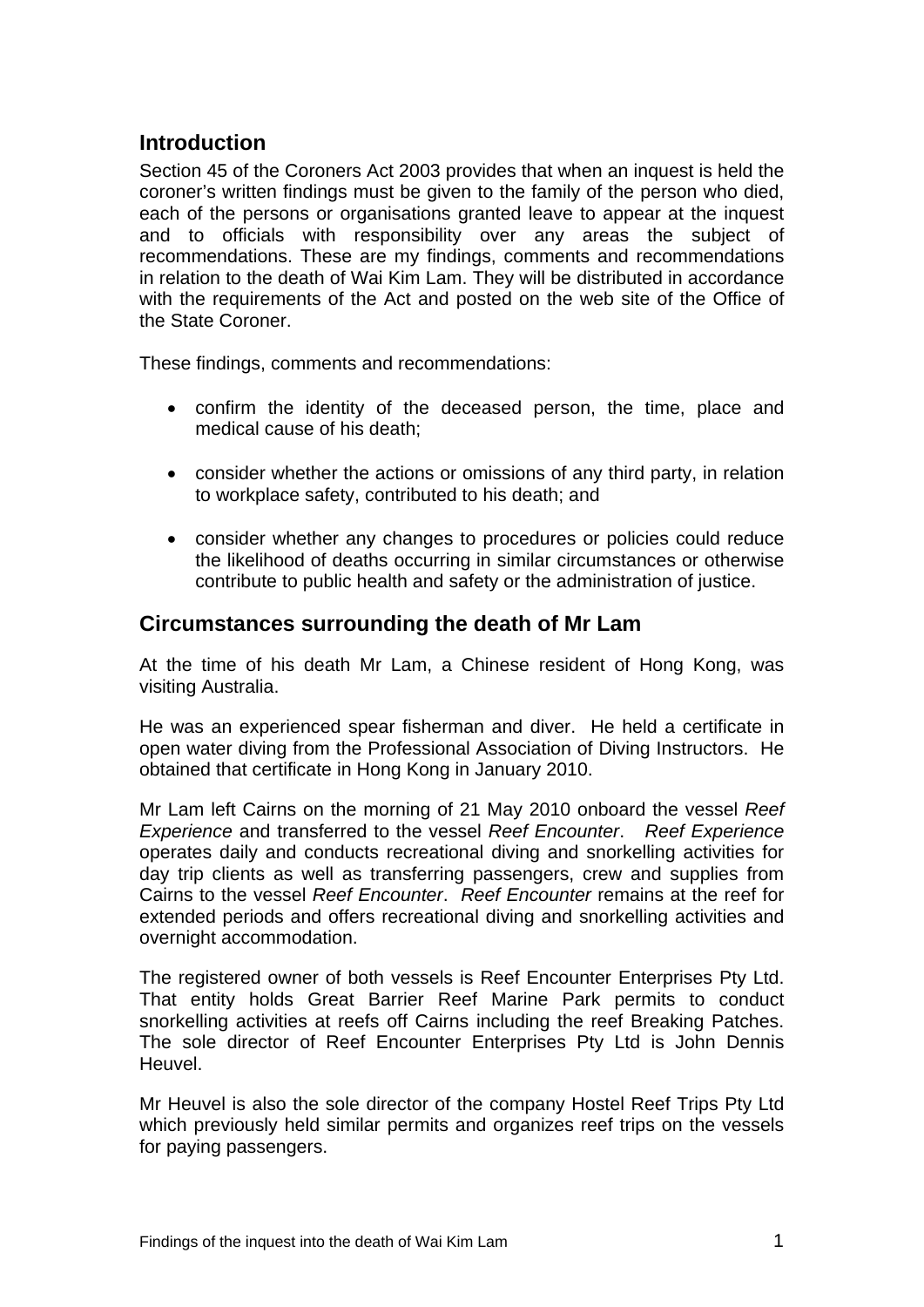## Introduction

Section 45 of the Coroners Act 2003 provides that when an inquest is held the coroner's written findings must be given to the family of the person who died, each of the persons or organisations granted leave to appear at the inquest and to officials with responsibility over any areas the subject of recommendations. These are my findings, comments and recommendations in relation to the death of Wai Kim Lam. They will be distributed in accordance with the requirements of the Act and posted on the web site of the Office of the State Coroner.

These findings, comments and recommendations:

- confirm the identity of the deceased person, the time, place and medical cause of his death;
- consider whether the actions or omissions of any third party, in relation to workplace safety, contributed to his death; and
- consider whether any changes to procedures or policies could reduce the likelihood of deaths occurring in similar circumstances or otherwise contribute to public health and safety or the administration of justice.

## Circumstances surrounding the death of Mr Lam

At the time of his death Mr Lam, a Chinese resident of Hong Kong, was visiting Australia.

He was an experienced spear fisherman and diver. He held a certificate in open water diving from the Professional Association of Diving Instructors. He obtained that certificate in Hong Kong in January 2010.

Mr Lam left Cairns on the morning of 21 May 2010 onboard the vessel *Reef Experience* and transferred to the vessel *Reef Encounter*. *Reef Experience* operates daily and conducts recreational diving and snorkelling activities for day trip clients as well as transferring passengers, crew and supplies from Cairns to the vessel *Reef Encounter*. *Reef Encounter* remains at the reef for extended periods and offers recreational diving and snorkelling activities and overnight accommodation.

The registered owner of both vessels is Reef Encounter Enterprises Pty Ltd. That entity holds Great Barrier Reef Marine Park permits to conduct snorkelling activities at reefs off Cairns including the reef Breaking Patches. The sole director of Reef Encounter Enterprises Pty Ltd is John Dennis Heuvel.

Mr Heuvel is also the sole director of the company Hostel Reef Trips Pty Ltd which previously held similar permits and organizes reef trips on the vessels for paying passengers.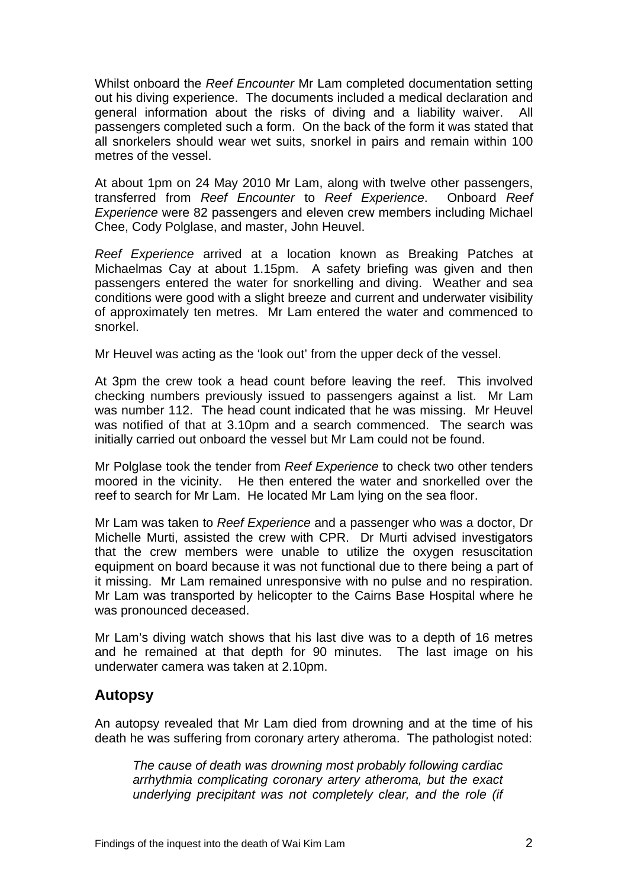Whilst onboard the *Reef Encounter* Mr Lam completed documentation setting out his diving experience. The documents included a medical declaration and general information about the risks of diving and a liability waiver. All passengers completed such a form. On the back of the form it was stated that all snorkelers should wear wet suits, snorkel in pairs and remain within 100 metres of the vessel.

At about 1pm on 24 May 2010 Mr Lam, along with twelve other passengers, transferred from *Reef Encounter* to *Reef Experience*. Onboard *Reef Experience* were 82 passengers and eleven crew members including Michael Chee, Cody Polglase, and master, John Heuvel.

*Reef Experience* arrived at a location known as Breaking Patches at Michaelmas Cay at about 1.15pm. A safety briefing was given and then passengers entered the water for snorkelling and diving. Weather and sea conditions were good with a slight breeze and current and underwater visibility of approximately ten metres. Mr Lam entered the water and commenced to snorkel.

Mr Heuvel was acting as the 'look out' from the upper deck of the vessel.

At 3pm the crew took a head count before leaving the reef. This involved checking numbers previously issued to passengers against a list. Mr Lam was number 112. The head count indicated that he was missing. Mr Heuvel was notified of that at 3.10pm and a search commenced. The search was initially carried out onboard the vessel but Mr Lam could not be found.

Mr Polglase took the tender from *Reef Experience* to check two other tenders moored in the vicinity. He then entered the water and snorkelled over the reef to search for Mr Lam. He located Mr Lam lying on the sea floor.

Mr Lam was taken to *Reef Experience* and a passenger who was a doctor, Dr Michelle Murti, assisted the crew with CPR. Dr Murti advised investigators that the crew members were unable to utilize the oxygen resuscitation equipment on board because it was not functional due to there being a part of it missing. Mr Lam remained unresponsive with no pulse and no respiration. Mr Lam was transported by helicopter to the Cairns Base Hospital where he was pronounced deceased.

Mr Lam's diving watch shows that his last dive was to a depth of 16 metres and he remained at that depth for 90 minutes. The last image on his underwater camera was taken at 2.10pm.

## Autopsy

An autopsy revealed that Mr Lam died from drowning and at the time of his death he was suffering from coronary artery atheroma. The pathologist noted:

> *The cause of death was drowning most probably following cardiac arrhythmia complicating coronary artery atheroma, but the exact underlying precipitant was not completely clear, and the role (if*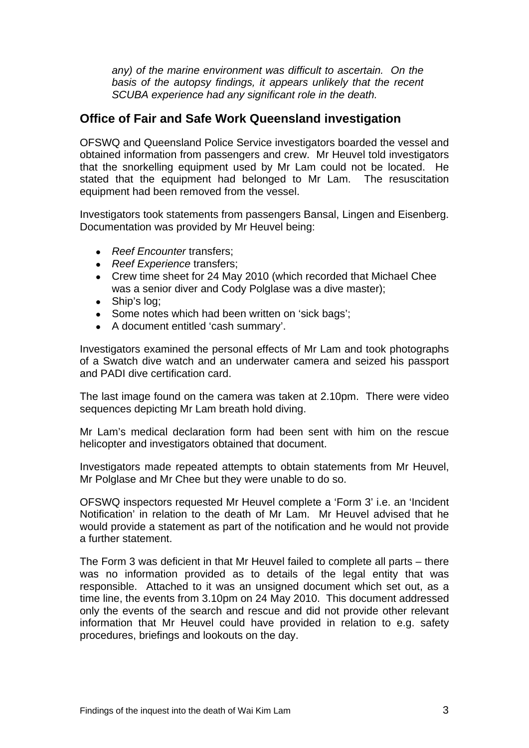*any) of the marine environment was difficult to ascertain. On the basis of the autopsy findings, it appears unlikely that the recent SCUBA experience had any significant role in the death.*

## Office of Fair and Safe Work Queensland investigation

OFSWQ and Queensland Police Service investigators boarded the vessel and obtained information from passengers and crew. Mr Heuvel told investigators that the snorkelling equipment used by Mr Lam could not be located. He stated that the equipment had belonged to Mr Lam. The resuscitation equipment had been removed from the vessel.

Investigators took statements from passengers Bansal, Lingen and Eisenberg. Documentation was provided by Mr Heuvel being:

- *Reef Encounter* transfers;
- *Reef Experience* transfers;
- Crew time sheet for 24 May 2010 (which recorded that Michael Chee was a senior diver and Cody Polglase was a dive master);
- Ship's log;
- Some notes which had been written on 'sick bags';
- A document entitled 'cash summary'.

Investigators examined the personal effects of Mr Lam and took photographs of a Swatch dive watch and an underwater camera and seized his passport and PADI dive certification card.

The last image found on the camera was taken at 2.10pm. There were video sequences depicting Mr Lam breath hold diving.

Mr Lam's medical declaration form had been sent with him on the rescue helicopter and investigators obtained that document.

Investigators made repeated attempts to obtain statements from Mr Heuvel, Mr Polglase and Mr Chee but they were unable to do so.

OFSWQ inspectors requested Mr Heuvel complete a 'Form 3' i.e. an 'Incident Notification' in relation to the death of Mr Lam. Mr Heuvel advised that he would provide a statement as part of the notification and he would not provide a further statement.

The Form 3 was deficient in that Mr Heuvel failed to complete all parts – there was no information provided as to details of the legal entity that was responsible. Attached to it was an unsigned document which set out, as a time line, the events from 3.10pm on 24 May 2010. This document addressed only the events of the search and rescue and did not provide other relevant information that Mr Heuvel could have provided in relation to e.g. safety procedures, briefings and lookouts on the day.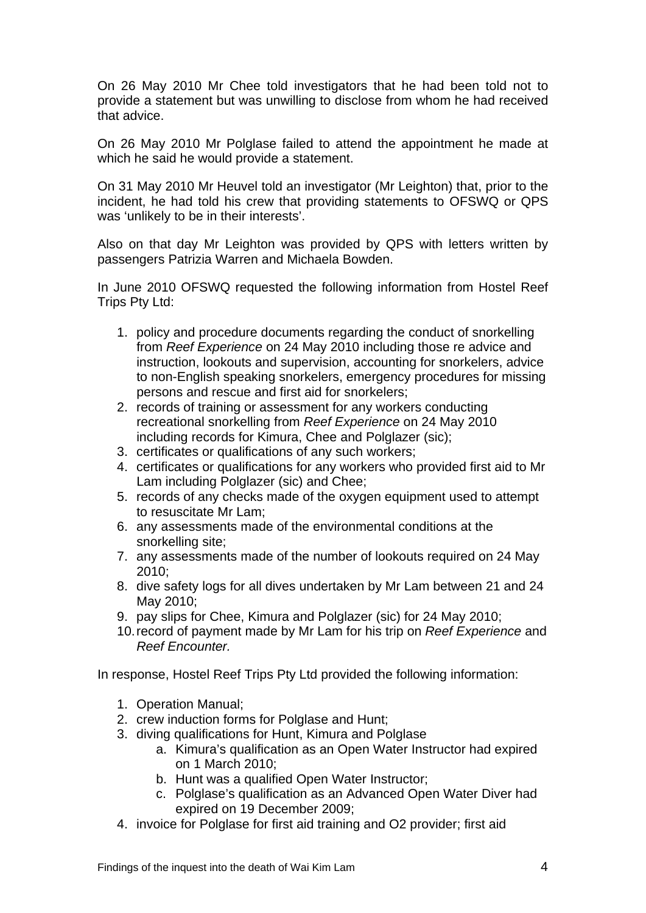On 26 May 2010 Mr Chee told investigators that he had been told not to provide a statement but was unwilling to disclose from whom he had received that advice.

On 26 May 2010 Mr Polglase failed to attend the appointment he made at which he said he would provide a statement.

On 31 May 2010 Mr Heuvel told an investigator (Mr Leighton) that, prior to the incident, he had told his crew that providing statements to OFSWQ or QPS was 'unlikely to be in their interests'.

Also on that day Mr Leighton was provided by QPS with letters written by passengers Patrizia Warren and Michaela Bowden.

In June 2010 OFSWQ requested the following information from Hostel Reef Trips Pty Ltd:

1. policy and procedure documents regarding the conduct of snorkelling from *Reef Experience* on 24 May 2010 including those re advice and instruction, lookouts and supervision, accounting for snorkelers, advice to non-English speaking snorkelers, emergency procedures for missing persons and rescue and first aid for snorkelers;
2. records of training or assessment for any workers conducting recreational snorkelling from *Reef Experience* on 24 May 2010 including records for Kimura, Chee and Polglazer (sic);
3. certificates or qualifications of any such workers;
4. certificates or qualifications for any workers who provided first aid to Mr Lam including Polglazer (sic) and Chee;
5. records of any checks made of the oxygen equipment used to attempt to resuscitate Mr Lam;
6. any assessments made of the environmental conditions at the snorkelling site;
7. any assessments made of the number of lookouts required on 24 May 2010;
8. dive safety logs for all dives undertaken by Mr Lam between 21 and 24 May 2010;
9. pay slips for Chee, Kimura and Polglazer (sic) for 24 May 2010;
10. record of payment made by Mr Lam for his trip on *Reef Experience* and *Reef Encounter.*

In response, Hostel Reef Trips Pty Ltd provided the following information:

1. Operation Manual;
2. crew induction forms for Polglase and Hunt;
3. diving qualifications for Hunt, Kimura and Polglase
    a. Kimura's qualification as an Open Water Instructor had expired on 1 March 2010;
    b. Hunt was a qualified Open Water Instructor;
    c. Polglase's qualification as an Advanced Open Water Diver had expired on 19 December 2009;
4. invoice for Polglase for first aid training and O2 provider; first aid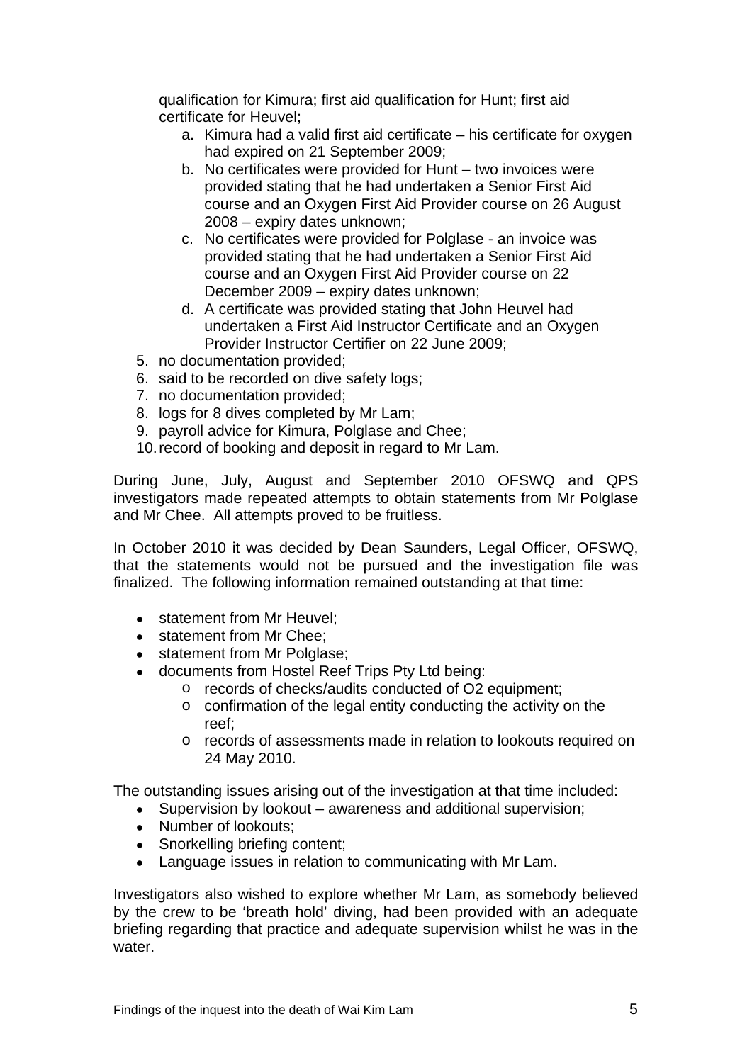qualification for Kimura; first aid qualification for Hunt; first aid certificate for Heuvel;

   a. Kimura had a valid first aid certificate – his certificate for oxygen had expired on 21 September 2009;
   b. No certificates were provided for Hunt – two invoices were provided stating that he had undertaken a Senior First Aid course and an Oxygen First Aid Provider course on 26 August 2008 – expiry dates unknown;
   c. No certificates were provided for Polglase - an invoice was provided stating that he had undertaken a Senior First Aid course and an Oxygen First Aid Provider course on 22 December 2009 – expiry dates unknown;
   d. A certificate was provided stating that John Heuvel had undertaken a First Aid Instructor Certificate and an Oxygen Provider Instructor Certifier on 22 June 2009;

5. no documentation provided;
6. said to be recorded on dive safety logs;
7. no documentation provided;
8. logs for 8 dives completed by Mr Lam;
9. payroll advice for Kimura, Polglase and Chee;
10. record of booking and deposit in regard to Mr Lam.

During June, July, August and September 2010 OFSWQ and QPS investigators made repeated attempts to obtain statements from Mr Polglase and Mr Chee. All attempts proved to be fruitless.

In October 2010 it was decided by Dean Saunders, Legal Officer, OFSWQ, that the statements would not be pursued and the investigation file was finalized. The following information remained outstanding at that time:

- statement from Mr Heuvel;
- statement from Mr Chee;
- statement from Mr Polglase;
- documents from Hostel Reef Trips Pty Ltd being:
  - records of checks/audits conducted of O2 equipment;
  - confirmation of the legal entity conducting the activity on the reef;
  - records of assessments made in relation to lookouts required on 24 May 2010.

The outstanding issues arising out of the investigation at that time included:

- Supervision by lookout – awareness and additional supervision;
- Number of lookouts;
- Snorkelling briefing content;
- Language issues in relation to communicating with Mr Lam.

Investigators also wished to explore whether Mr Lam, as somebody believed by the crew to be 'breath hold' diving, had been provided with an adequate briefing regarding that practice and adequate supervision whilst he was in the water.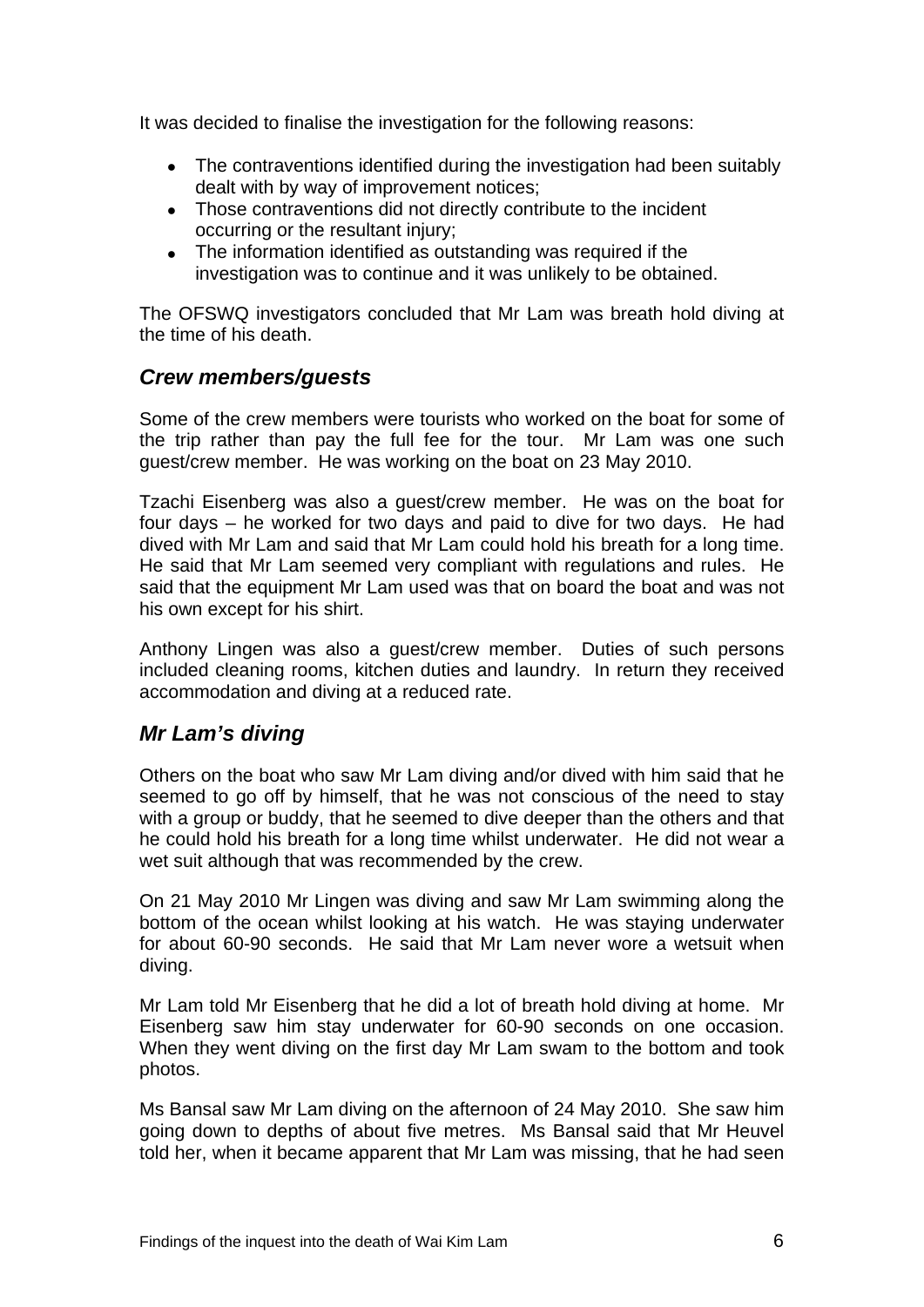It was decided to finalise the investigation for the following reasons:

- The contraventions identified during the investigation had been suitably dealt with by way of improvement notices;
- Those contraventions did not directly contribute to the incident occurring or the resultant injury;
- The information identified as outstanding was required if the investigation was to continue and it was unlikely to be obtained.

The OFSWQ investigators concluded that Mr Lam was breath hold diving at the time of his death.

## *Crew members/guests*

Some of the crew members were tourists who worked on the boat for some of the trip rather than pay the full fee for the tour. Mr Lam was one such guest/crew member. He was working on the boat on 23 May 2010.

Tzachi Eisenberg was also a guest/crew member. He was on the boat for four days – he worked for two days and paid to dive for two days. He had dived with Mr Lam and said that Mr Lam could hold his breath for a long time. He said that Mr Lam seemed very compliant with regulations and rules. He said that the equipment Mr Lam used was that on board the boat and was not his own except for his shirt.

Anthony Lingen was also a guest/crew member. Duties of such persons included cleaning rooms, kitchen duties and laundry. In return they received accommodation and diving at a reduced rate.

## *Mr Lam's diving*

Others on the boat who saw Mr Lam diving and/or dived with him said that he seemed to go off by himself, that he was not conscious of the need to stay with a group or buddy, that he seemed to dive deeper than the others and that he could hold his breath for a long time whilst underwater. He did not wear a wet suit although that was recommended by the crew.

On 21 May 2010 Mr Lingen was diving and saw Mr Lam swimming along the bottom of the ocean whilst looking at his watch. He was staying underwater for about 60-90 seconds. He said that Mr Lam never wore a wetsuit when diving.

Mr Lam told Mr Eisenberg that he did a lot of breath hold diving at home. Mr Eisenberg saw him stay underwater for 60-90 seconds on one occasion. When they went diving on the first day Mr Lam swam to the bottom and took photos.

Ms Bansal saw Mr Lam diving on the afternoon of 24 May 2010. She saw him going down to depths of about five metres. Ms Bansal said that Mr Heuvel told her, when it became apparent that Mr Lam was missing, that he had seen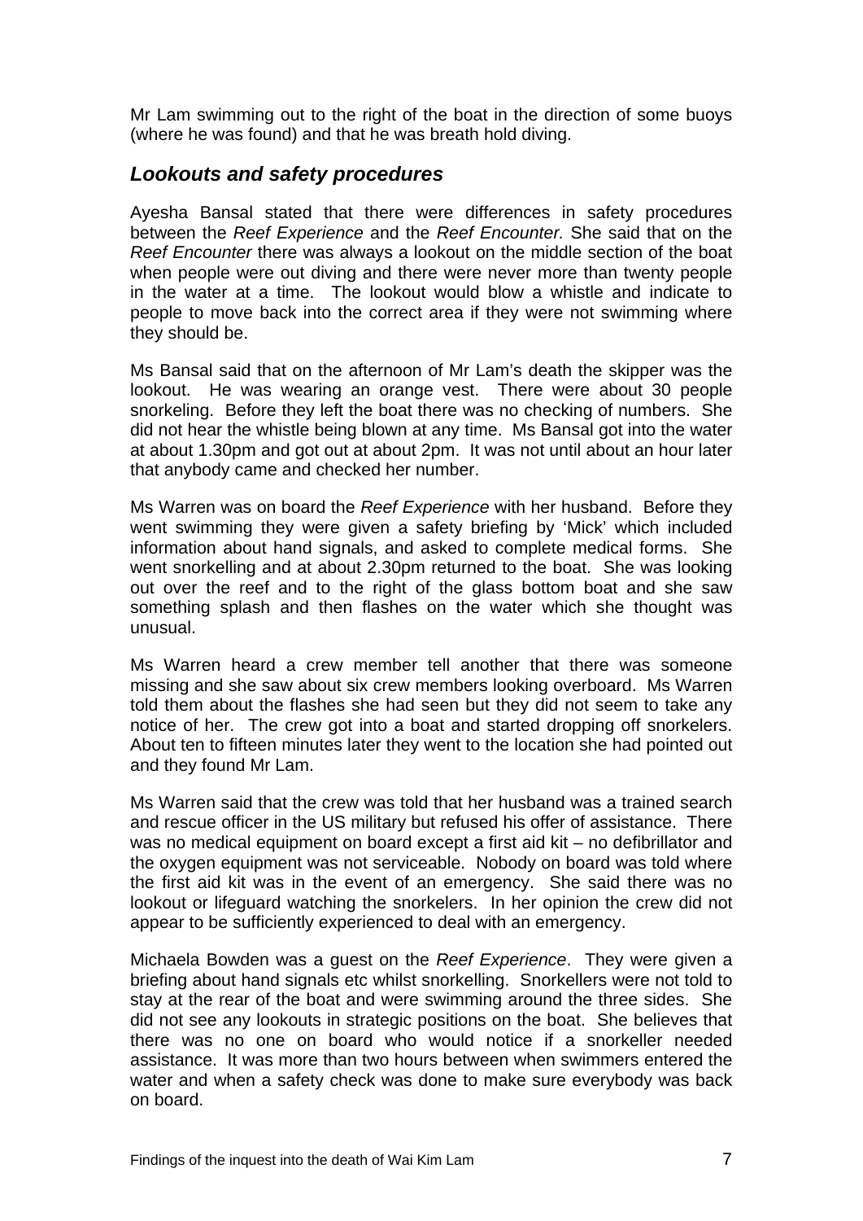Mr Lam swimming out to the right of the boat in the direction of some buoys (where he was found) and that he was breath hold diving.

### *Lookouts and safety procedures*

Ayesha Bansal stated that there were differences in safety procedures between the *Reef Experience* and the *Reef Encounter.* She said that on the *Reef Encounter* there was always a lookout on the middle section of the boat when people were out diving and there were never more than twenty people in the water at a time. The lookout would blow a whistle and indicate to people to move back into the correct area if they were not swimming where they should be.

Ms Bansal said that on the afternoon of Mr Lam's death the skipper was the lookout. He was wearing an orange vest. There were about 30 people snorkeling. Before they left the boat there was no checking of numbers. She did not hear the whistle being blown at any time. Ms Bansal got into the water at about 1.30pm and got out at about 2pm. It was not until about an hour later that anybody came and checked her number.

Ms Warren was on board the *Reef Experience* with her husband. Before they went swimming they were given a safety briefing by 'Mick' which included information about hand signals, and asked to complete medical forms. She went snorkelling and at about 2.30pm returned to the boat. She was looking out over the reef and to the right of the glass bottom boat and she saw something splash and then flashes on the water which she thought was unusual.

Ms Warren heard a crew member tell another that there was someone missing and she saw about six crew members looking overboard. Ms Warren told them about the flashes she had seen but they did not seem to take any notice of her. The crew got into a boat and started dropping off snorkelers. About ten to fifteen minutes later they went to the location she had pointed out and they found Mr Lam.

Ms Warren said that the crew was told that her husband was a trained search and rescue officer in the US military but refused his offer of assistance. There was no medical equipment on board except a first aid kit – no defibrillator and the oxygen equipment was not serviceable. Nobody on board was told where the first aid kit was in the event of an emergency. She said there was no lookout or lifeguard watching the snorkelers. In her opinion the crew did not appear to be sufficiently experienced to deal with an emergency.

Michaela Bowden was a guest on the *Reef Experience*. They were given a briefing about hand signals etc whilst snorkelling. Snorkellers were not told to stay at the rear of the boat and were swimming around the three sides. She did not see any lookouts in strategic positions on the boat. She believes that there was no one on board who would notice if a snorkeller needed assistance. It was more than two hours between when swimmers entered the water and when a safety check was done to make sure everybody was back on board.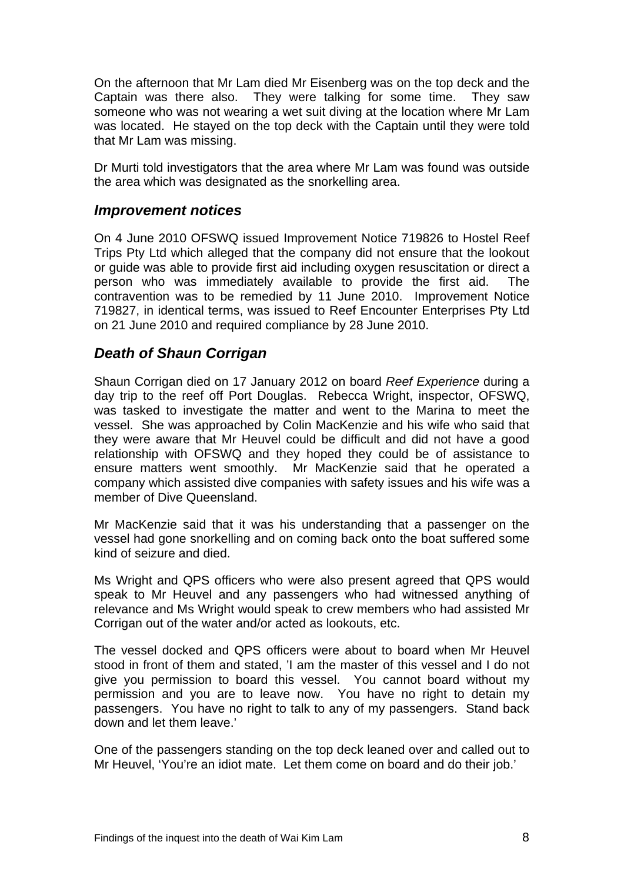On the afternoon that Mr Lam died Mr Eisenberg was on the top deck and the Captain was there also. They were talking for some time. They saw someone who was not wearing a wet suit diving at the location where Mr Lam was located. He stayed on the top deck with the Captain until they were told that Mr Lam was missing.

Dr Murti told investigators that the area where Mr Lam was found was outside the area which was designated as the snorkelling area.

## *Improvement notices*

On 4 June 2010 OFSWQ issued Improvement Notice 719826 to Hostel Reef Trips Pty Ltd which alleged that the company did not ensure that the lookout or guide was able to provide first aid including oxygen resuscitation or direct a person who was immediately available to provide the first aid. The contravention was to be remedied by 11 June 2010. Improvement Notice 719827, in identical terms, was issued to Reef Encounter Enterprises Pty Ltd on 21 June 2010 and required compliance by 28 June 2010.

## *Death of Shaun Corrigan*

Shaun Corrigan died on 17 January 2012 on board *Reef Experience* during a day trip to the reef off Port Douglas. Rebecca Wright, inspector, OFSWQ, was tasked to investigate the matter and went to the Marina to meet the vessel. She was approached by Colin MacKenzie and his wife who said that they were aware that Mr Heuvel could be difficult and did not have a good relationship with OFSWQ and they hoped they could be of assistance to ensure matters went smoothly. Mr MacKenzie said that he operated a company which assisted dive companies with safety issues and his wife was a member of Dive Queensland.

Mr MacKenzie said that it was his understanding that a passenger on the vessel had gone snorkelling and on coming back onto the boat suffered some kind of seizure and died.

Ms Wright and QPS officers who were also present agreed that QPS would speak to Mr Heuvel and any passengers who had witnessed anything of relevance and Ms Wright would speak to crew members who had assisted Mr Corrigan out of the water and/or acted as lookouts, etc.

The vessel docked and QPS officers were about to board when Mr Heuvel stood in front of them and stated, 'I am the master of this vessel and I do not give you permission to board this vessel. You cannot board without my permission and you are to leave now. You have no right to detain my passengers. You have no right to talk to any of my passengers. Stand back down and let them leave.'

One of the passengers standing on the top deck leaned over and called out to Mr Heuvel, 'You're an idiot mate. Let them come on board and do their job.'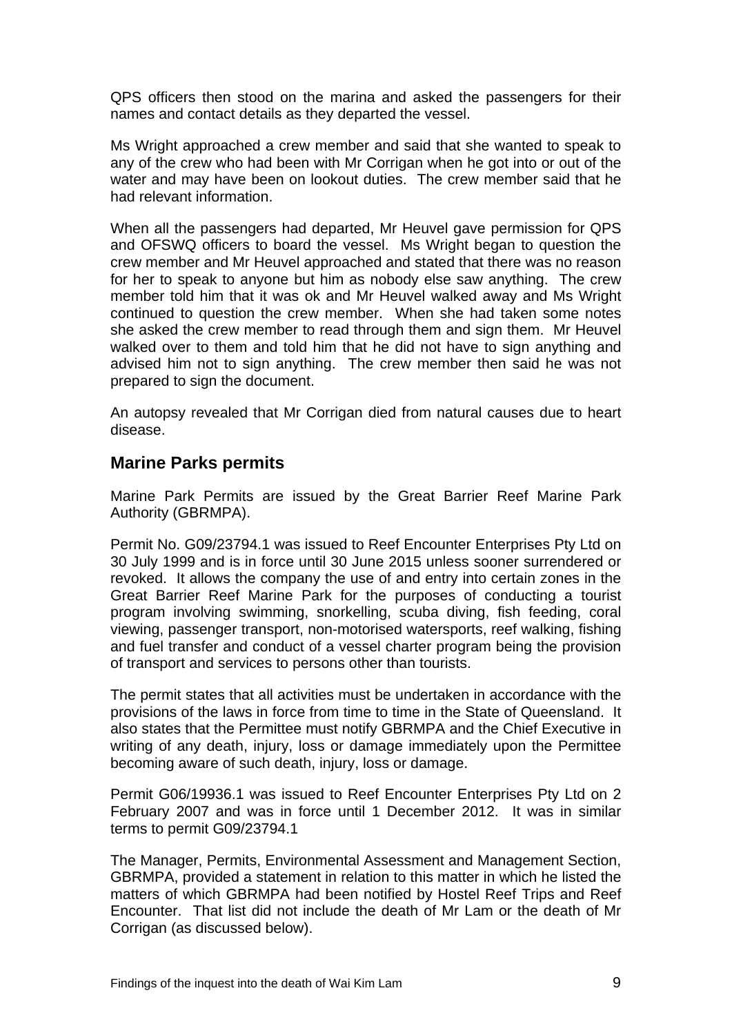QPS officers then stood on the marina and asked the passengers for their names and contact details as they departed the vessel.

Ms Wright approached a crew member and said that she wanted to speak to any of the crew who had been with Mr Corrigan when he got into or out of the water and may have been on lookout duties. The crew member said that he had relevant information.

When all the passengers had departed, Mr Heuvel gave permission for QPS and OFSWQ officers to board the vessel. Ms Wright began to question the crew member and Mr Heuvel approached and stated that there was no reason for her to speak to anyone but him as nobody else saw anything. The crew member told him that it was ok and Mr Heuvel walked away and Ms Wright continued to question the crew member. When she had taken some notes she asked the crew member to read through them and sign them. Mr Heuvel walked over to them and told him that he did not have to sign anything and advised him not to sign anything. The crew member then said he was not prepared to sign the document.

An autopsy revealed that Mr Corrigan died from natural causes due to heart disease.

## Marine Parks permits

Marine Park Permits are issued by the Great Barrier Reef Marine Park Authority (GBRMPA).

Permit No. G09/23794.1 was issued to Reef Encounter Enterprises Pty Ltd on 30 July 1999 and is in force until 30 June 2015 unless sooner surrendered or revoked. It allows the company the use of and entry into certain zones in the Great Barrier Reef Marine Park for the purposes of conducting a tourist program involving swimming, snorkelling, scuba diving, fish feeding, coral viewing, passenger transport, non-motorised watersports, reef walking, fishing and fuel transfer and conduct of a vessel charter program being the provision of transport and services to persons other than tourists.

The permit states that all activities must be undertaken in accordance with the provisions of the laws in force from time to time in the State of Queensland. It also states that the Permittee must notify GBRMPA and the Chief Executive in writing of any death, injury, loss or damage immediately upon the Permittee becoming aware of such death, injury, loss or damage.

Permit G06/19936.1 was issued to Reef Encounter Enterprises Pty Ltd on 2 February 2007 and was in force until 1 December 2012. It was in similar terms to permit G09/23794.1

The Manager, Permits, Environmental Assessment and Management Section, GBRMPA, provided a statement in relation to this matter in which he listed the matters of which GBRMPA had been notified by Hostel Reef Trips and Reef Encounter. That list did not include the death of Mr Lam or the death of Mr Corrigan (as discussed below).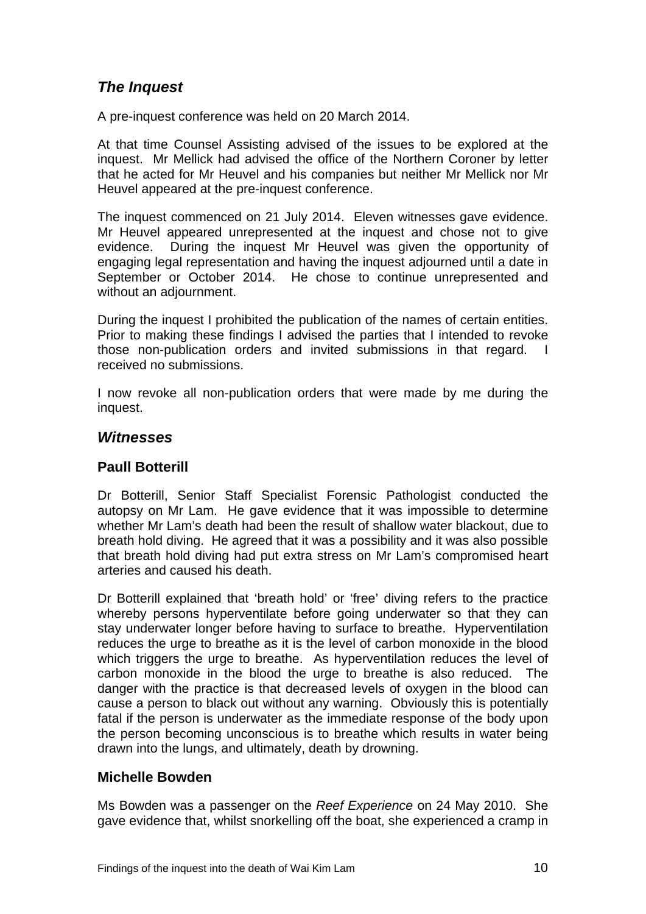## *The Inquest*

A pre-inquest conference was held on 20 March 2014.

At that time Counsel Assisting advised of the issues to be explored at the inquest. Mr Mellick had advised the office of the Northern Coroner by letter that he acted for Mr Heuvel and his companies but neither Mr Mellick nor Mr Heuvel appeared at the pre-inquest conference.

The inquest commenced on 21 July 2014. Eleven witnesses gave evidence. Mr Heuvel appeared unrepresented at the inquest and chose not to give evidence. During the inquest Mr Heuvel was given the opportunity of engaging legal representation and having the inquest adjourned until a date in September or October 2014. He chose to continue unrepresented and without an adjournment.

During the inquest I prohibited the publication of the names of certain entities. Prior to making these findings I advised the parties that I intended to revoke those non-publication orders and invited submissions in that regard. I received no submissions.

I now revoke all non-publication orders that were made by me during the inquest.

## *Witnesses*

### Paull Botterill

Dr Botterill, Senior Staff Specialist Forensic Pathologist conducted the autopsy on Mr Lam. He gave evidence that it was impossible to determine whether Mr Lam's death had been the result of shallow water blackout, due to breath hold diving. He agreed that it was a possibility and it was also possible that breath hold diving had put extra stress on Mr Lam's compromised heart arteries and caused his death.

Dr Botterill explained that 'breath hold' or 'free' diving refers to the practice whereby persons hyperventilate before going underwater so that they can stay underwater longer before having to surface to breathe. Hyperventilation reduces the urge to breathe as it is the level of carbon monoxide in the blood which triggers the urge to breathe. As hyperventilation reduces the level of carbon monoxide in the blood the urge to breathe is also reduced. The danger with the practice is that decreased levels of oxygen in the blood can cause a person to black out without any warning. Obviously this is potentially fatal if the person is underwater as the immediate response of the body upon the person becoming unconscious is to breathe which results in water being drawn into the lungs, and ultimately, death by drowning.

### Michelle Bowden

Ms Bowden was a passenger on the *Reef Experience* on 24 May 2010. She gave evidence that, whilst snorkelling off the boat, she experienced a cramp in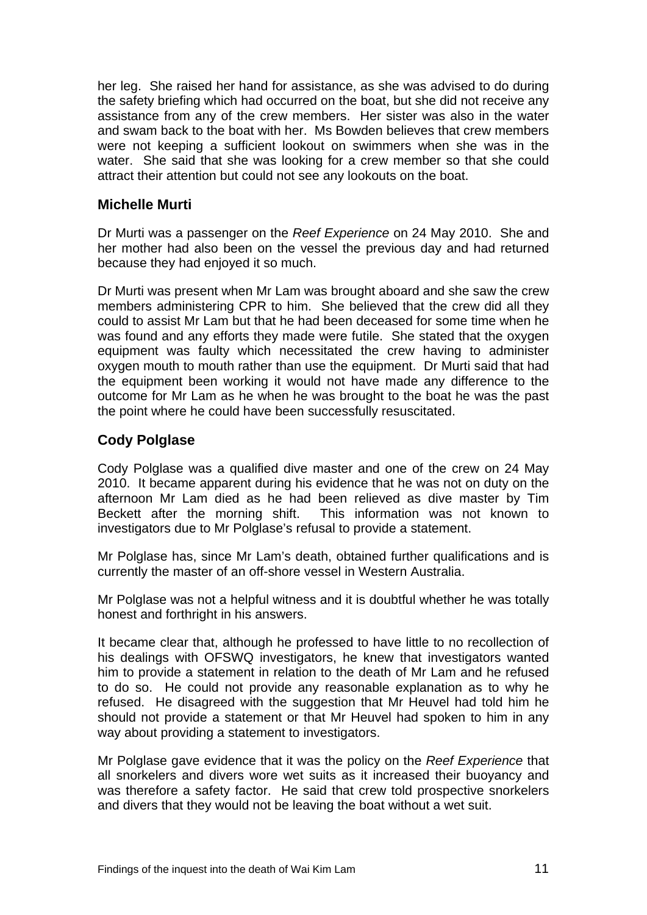her leg. She raised her hand for assistance, as she was advised to do during the safety briefing which had occurred on the boat, but she did not receive any assistance from any of the crew members. Her sister was also in the water and swam back to the boat with her. Ms Bowden believes that crew members were not keeping a sufficient lookout on swimmers when she was in the water. She said that she was looking for a crew member so that she could attract their attention but could not see any lookouts on the boat.

### Michelle Murti

Dr Murti was a passenger on the *Reef Experience* on 24 May 2010. She and her mother had also been on the vessel the previous day and had returned because they had enjoyed it so much.

Dr Murti was present when Mr Lam was brought aboard and she saw the crew members administering CPR to him. She believed that the crew did all they could to assist Mr Lam but that he had been deceased for some time when he was found and any efforts they made were futile. She stated that the oxygen equipment was faulty which necessitated the crew having to administer oxygen mouth to mouth rather than use the equipment. Dr Murti said that had the equipment been working it would not have made any difference to the outcome for Mr Lam as he when he was brought to the boat he was the past the point where he could have been successfully resuscitated.

### Cody Polglase

Cody Polglase was a qualified dive master and one of the crew on 24 May 2010. It became apparent during his evidence that he was not on duty on the afternoon Mr Lam died as he had been relieved as dive master by Tim Beckett after the morning shift. This information was not known to investigators due to Mr Polglase's refusal to provide a statement.

Mr Polglase has, since Mr Lam's death, obtained further qualifications and is currently the master of an off-shore vessel in Western Australia.

Mr Polglase was not a helpful witness and it is doubtful whether he was totally honest and forthright in his answers.

It became clear that, although he professed to have little to no recollection of his dealings with OFSWQ investigators, he knew that investigators wanted him to provide a statement in relation to the death of Mr Lam and he refused to do so. He could not provide any reasonable explanation as to why he refused. He disagreed with the suggestion that Mr Heuvel had told him he should not provide a statement or that Mr Heuvel had spoken to him in any way about providing a statement to investigators.

Mr Polglase gave evidence that it was the policy on the *Reef Experience* that all snorkelers and divers wore wet suits as it increased their buoyancy and was therefore a safety factor. He said that crew told prospective snorkelers and divers that they would not be leaving the boat without a wet suit.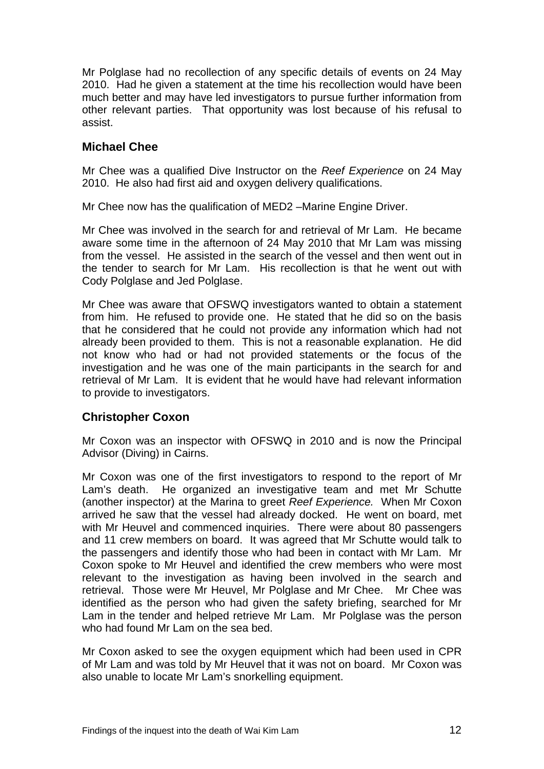Mr Polglase had no recollection of any specific details of events on 24 May 2010. Had he given a statement at the time his recollection would have been much better and may have led investigators to pursue further information from other relevant parties. That opportunity was lost because of his refusal to assist.

### Michael Chee

Mr Chee was a qualified Dive Instructor on the *Reef Experience* on 24 May 2010. He also had first aid and oxygen delivery qualifications.

Mr Chee now has the qualification of MED2 –Marine Engine Driver.

Mr Chee was involved in the search for and retrieval of Mr Lam. He became aware some time in the afternoon of 24 May 2010 that Mr Lam was missing from the vessel. He assisted in the search of the vessel and then went out in the tender to search for Mr Lam. His recollection is that he went out with Cody Polglase and Jed Polglase.

Mr Chee was aware that OFSWQ investigators wanted to obtain a statement from him. He refused to provide one. He stated that he did so on the basis that he considered that he could not provide any information which had not already been provided to them. This is not a reasonable explanation. He did not know who had or had not provided statements or the focus of the investigation and he was one of the main participants in the search for and retrieval of Mr Lam. It is evident that he would have had relevant information to provide to investigators.

### Christopher Coxon

Mr Coxon was an inspector with OFSWQ in 2010 and is now the Principal Advisor (Diving) in Cairns.

Mr Coxon was one of the first investigators to respond to the report of Mr Lam's death. He organized an investigative team and met Mr Schutte (another inspector) at the Marina to greet *Reef Experience.* When Mr Coxon arrived he saw that the vessel had already docked. He went on board, met with Mr Heuvel and commenced inquiries. There were about 80 passengers and 11 crew members on board. It was agreed that Mr Schutte would talk to the passengers and identify those who had been in contact with Mr Lam. Mr Coxon spoke to Mr Heuvel and identified the crew members who were most relevant to the investigation as having been involved in the search and retrieval. Those were Mr Heuvel, Mr Polglase and Mr Chee. Mr Chee was identified as the person who had given the safety briefing, searched for Mr Lam in the tender and helped retrieve Mr Lam. Mr Polglase was the person who had found Mr Lam on the sea bed.

Mr Coxon asked to see the oxygen equipment which had been used in CPR of Mr Lam and was told by Mr Heuvel that it was not on board. Mr Coxon was also unable to locate Mr Lam's snorkelling equipment.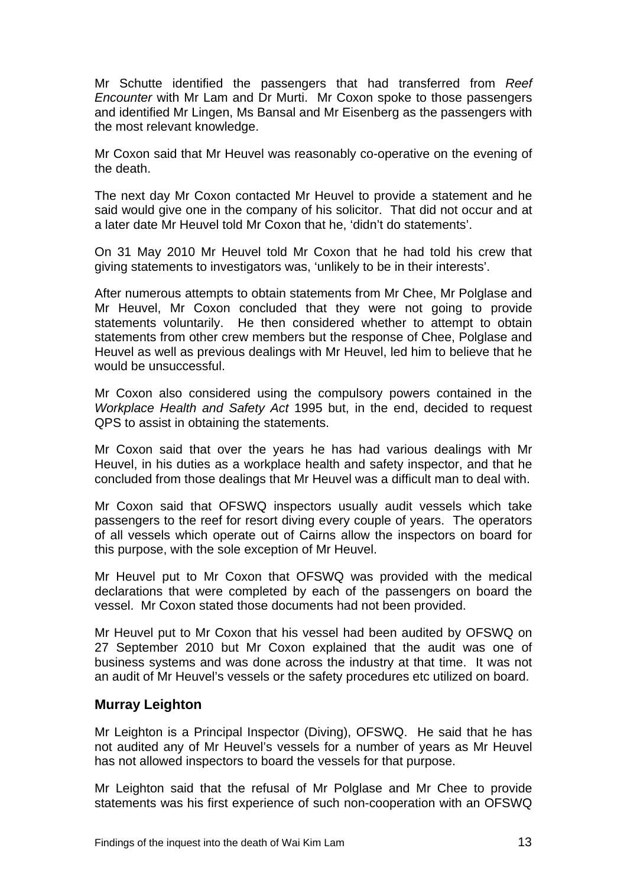Mr Schutte identified the passengers that had transferred from *Reef Encounter* with Mr Lam and Dr Murti. Mr Coxon spoke to those passengers and identified Mr Lingen, Ms Bansal and Mr Eisenberg as the passengers with the most relevant knowledge.

Mr Coxon said that Mr Heuvel was reasonably co-operative on the evening of the death.

The next day Mr Coxon contacted Mr Heuvel to provide a statement and he said would give one in the company of his solicitor. That did not occur and at a later date Mr Heuvel told Mr Coxon that he, 'didn't do statements'.

On 31 May 2010 Mr Heuvel told Mr Coxon that he had told his crew that giving statements to investigators was, 'unlikely to be in their interests'.

After numerous attempts to obtain statements from Mr Chee, Mr Polglase and Mr Heuvel, Mr Coxon concluded that they were not going to provide statements voluntarily. He then considered whether to attempt to obtain statements from other crew members but the response of Chee, Polglase and Heuvel as well as previous dealings with Mr Heuvel, led him to believe that he would be unsuccessful.

Mr Coxon also considered using the compulsory powers contained in the *Workplace Health and Safety Act* 1995 but, in the end, decided to request QPS to assist in obtaining the statements.

Mr Coxon said that over the years he has had various dealings with Mr Heuvel, in his duties as a workplace health and safety inspector, and that he concluded from those dealings that Mr Heuvel was a difficult man to deal with.

Mr Coxon said that OFSWQ inspectors usually audit vessels which take passengers to the reef for resort diving every couple of years. The operators of all vessels which operate out of Cairns allow the inspectors on board for this purpose, with the sole exception of Mr Heuvel.

Mr Heuvel put to Mr Coxon that OFSWQ was provided with the medical declarations that were completed by each of the passengers on board the vessel. Mr Coxon stated those documents had not been provided.

Mr Heuvel put to Mr Coxon that his vessel had been audited by OFSWQ on 27 September 2010 but Mr Coxon explained that the audit was one of business systems and was done across the industry at that time. It was not an audit of Mr Heuvel's vessels or the safety procedures etc utilized on board.

### Murray Leighton

Mr Leighton is a Principal Inspector (Diving), OFSWQ. He said that he has not audited any of Mr Heuvel's vessels for a number of years as Mr Heuvel has not allowed inspectors to board the vessels for that purpose.

Mr Leighton said that the refusal of Mr Polglase and Mr Chee to provide statements was his first experience of such non-cooperation with an OFSWQ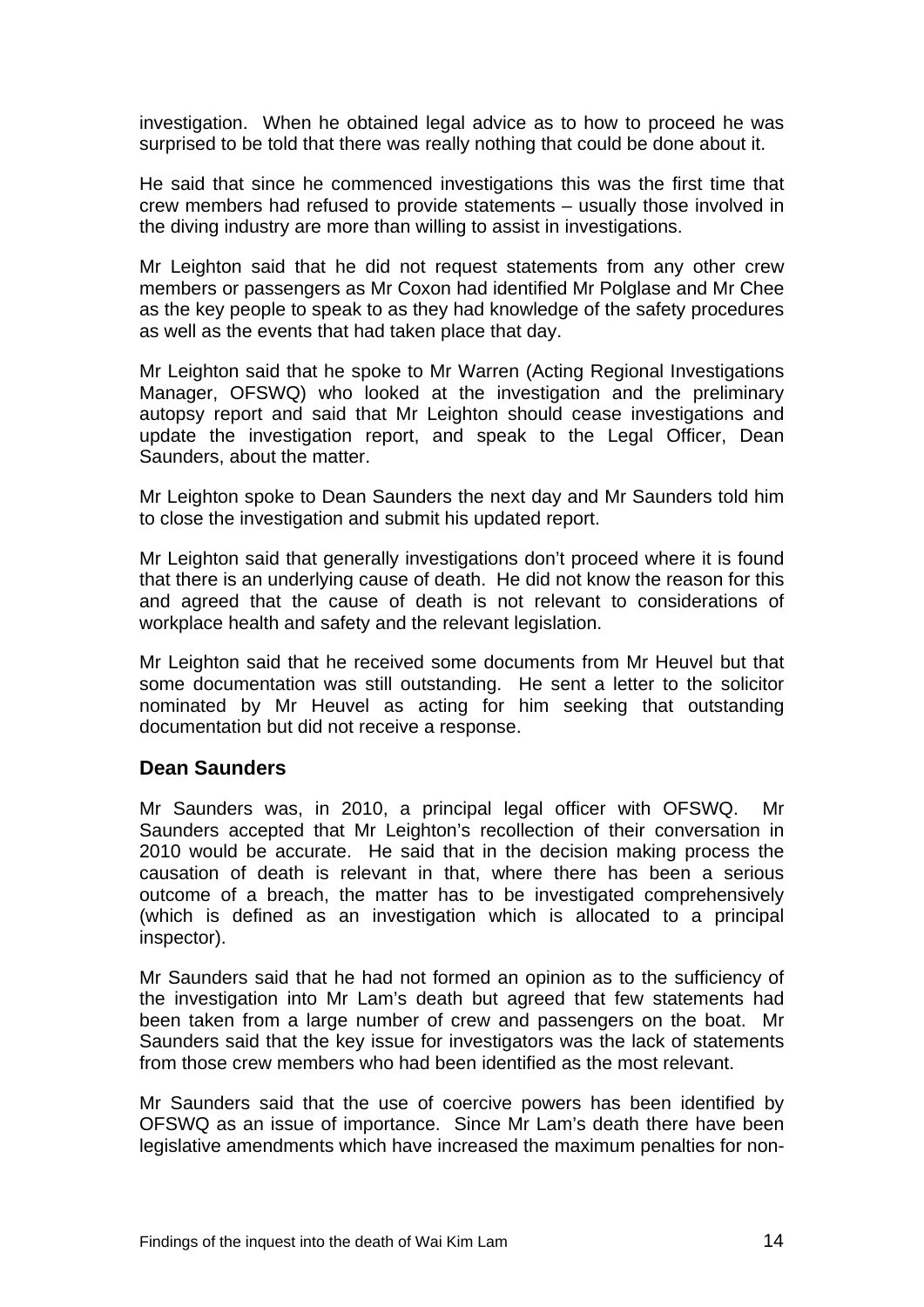investigation. When he obtained legal advice as to how to proceed he was surprised to be told that there was really nothing that could be done about it.

He said that since he commenced investigations this was the first time that crew members had refused to provide statements – usually those involved in the diving industry are more than willing to assist in investigations.

Mr Leighton said that he did not request statements from any other crew members or passengers as Mr Coxon had identified Mr Polglase and Mr Chee as the key people to speak to as they had knowledge of the safety procedures as well as the events that had taken place that day.

Mr Leighton said that he spoke to Mr Warren (Acting Regional Investigations Manager, OFSWQ) who looked at the investigation and the preliminary autopsy report and said that Mr Leighton should cease investigations and update the investigation report, and speak to the Legal Officer, Dean Saunders, about the matter.

Mr Leighton spoke to Dean Saunders the next day and Mr Saunders told him to close the investigation and submit his updated report.

Mr Leighton said that generally investigations don't proceed where it is found that there is an underlying cause of death. He did not know the reason for this and agreed that the cause of death is not relevant to considerations of workplace health and safety and the relevant legislation.

Mr Leighton said that he received some documents from Mr Heuvel but that some documentation was still outstanding. He sent a letter to the solicitor nominated by Mr Heuvel as acting for him seeking that outstanding documentation but did not receive a response.

### Dean Saunders

Mr Saunders was, in 2010, a principal legal officer with OFSWQ. Mr Saunders accepted that Mr Leighton's recollection of their conversation in 2010 would be accurate. He said that in the decision making process the causation of death is relevant in that, where there has been a serious outcome of a breach, the matter has to be investigated comprehensively (which is defined as an investigation which is allocated to a principal inspector).

Mr Saunders said that he had not formed an opinion as to the sufficiency of the investigation into Mr Lam's death but agreed that few statements had been taken from a large number of crew and passengers on the boat. Mr Saunders said that the key issue for investigators was the lack of statements from those crew members who had been identified as the most relevant.

Mr Saunders said that the use of coercive powers has been identified by OFSWQ as an issue of importance. Since Mr Lam's death there have been legislative amendments which have increased the maximum penalties for non-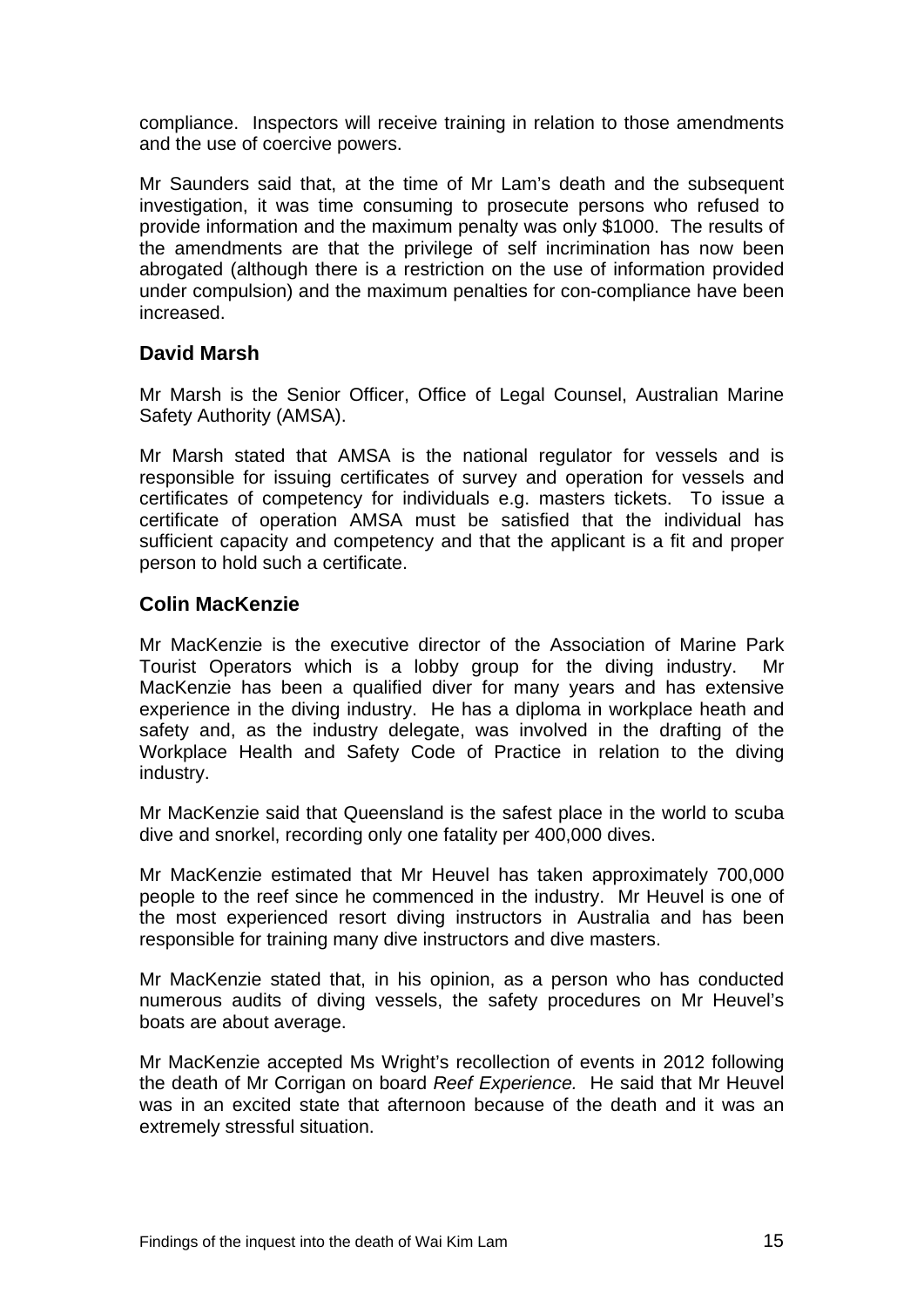compliance. Inspectors will receive training in relation to those amendments and the use of coercive powers.

Mr Saunders said that, at the time of Mr Lam's death and the subsequent investigation, it was time consuming to prosecute persons who refused to provide information and the maximum penalty was only $1000. The results of the amendments are that the privilege of self incrimination has now been abrogated (although there is a restriction on the use of information provided under compulsion) and the maximum penalties for con-compliance have been increased.

### David Marsh

Mr Marsh is the Senior Officer, Office of Legal Counsel, Australian Marine Safety Authority (AMSA).

Mr Marsh stated that AMSA is the national regulator for vessels and is responsible for issuing certificates of survey and operation for vessels and certificates of competency for individuals e.g. masters tickets. To issue a certificate of operation AMSA must be satisfied that the individual has sufficient capacity and competency and that the applicant is a fit and proper person to hold such a certificate.

### Colin MacKenzie

Mr MacKenzie is the executive director of the Association of Marine Park Tourist Operators which is a lobby group for the diving industry. Mr MacKenzie has been a qualified diver for many years and has extensive experience in the diving industry. He has a diploma in workplace heath and safety and, as the industry delegate, was involved in the drafting of the Workplace Health and Safety Code of Practice in relation to the diving industry.

Mr MacKenzie said that Queensland is the safest place in the world to scuba dive and snorkel, recording only one fatality per 400,000 dives.

Mr MacKenzie estimated that Mr Heuvel has taken approximately 700,000 people to the reef since he commenced in the industry. Mr Heuvel is one of the most experienced resort diving instructors in Australia and has been responsible for training many dive instructors and dive masters.

Mr MacKenzie stated that, in his opinion, as a person who has conducted numerous audits of diving vessels, the safety procedures on Mr Heuvel's boats are about average.

Mr MacKenzie accepted Ms Wright's recollection of events in 2012 following the death of Mr Corrigan on board *Reef Experience.* He said that Mr Heuvel was in an excited state that afternoon because of the death and it was an extremely stressful situation.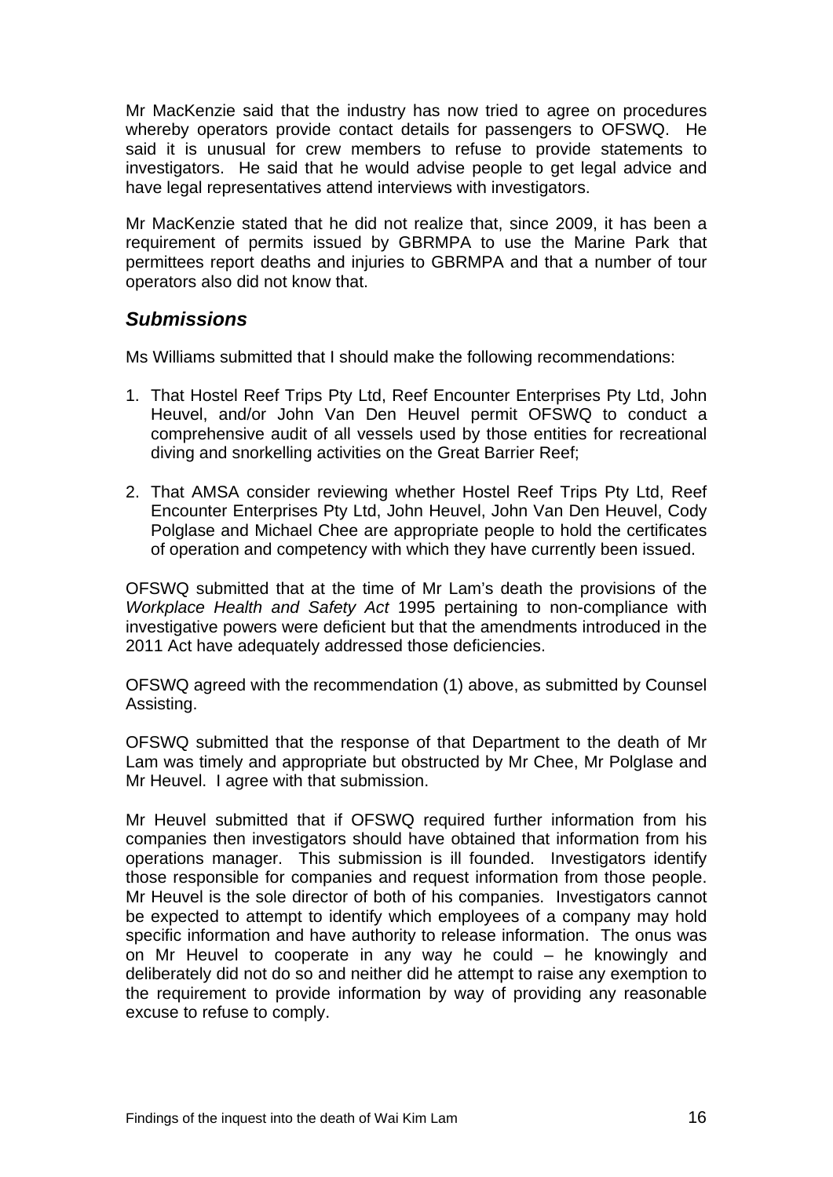Mr MacKenzie said that the industry has now tried to agree on procedures whereby operators provide contact details for passengers to OFSWQ. He said it is unusual for crew members to refuse to provide statements to investigators. He said that he would advise people to get legal advice and have legal representatives attend interviews with investigators.

Mr MacKenzie stated that he did not realize that, since 2009, it has been a requirement of permits issued by GBRMPA to use the Marine Park that permittees report deaths and injuries to GBRMPA and that a number of tour operators also did not know that.

## *Submissions*

Ms Williams submitted that I should make the following recommendations:

1. That Hostel Reef Trips Pty Ltd, Reef Encounter Enterprises Pty Ltd, John Heuvel, and/or John Van Den Heuvel permit OFSWQ to conduct a comprehensive audit of all vessels used by those entities for recreational diving and snorkelling activities on the Great Barrier Reef;

2. That AMSA consider reviewing whether Hostel Reef Trips Pty Ltd, Reef Encounter Enterprises Pty Ltd, John Heuvel, John Van Den Heuvel, Cody Polglase and Michael Chee are appropriate people to hold the certificates of operation and competency with which they have currently been issued.

OFSWQ submitted that at the time of Mr Lam's death the provisions of the *Workplace Health and Safety Act* 1995 pertaining to non-compliance with investigative powers were deficient but that the amendments introduced in the 2011 Act have adequately addressed those deficiencies.

OFSWQ agreed with the recommendation (1) above, as submitted by Counsel Assisting.

OFSWQ submitted that the response of that Department to the death of Mr Lam was timely and appropriate but obstructed by Mr Chee, Mr Polglase and Mr Heuvel. I agree with that submission.

Mr Heuvel submitted that if OFSWQ required further information from his companies then investigators should have obtained that information from his operations manager. This submission is ill founded. Investigators identify those responsible for companies and request information from those people. Mr Heuvel is the sole director of both of his companies. Investigators cannot be expected to attempt to identify which employees of a company may hold specific information and have authority to release information. The onus was on Mr Heuvel to cooperate in any way he could – he knowingly and deliberately did not do so and neither did he attempt to raise any exemption to the requirement to provide information by way of providing any reasonable excuse to refuse to comply.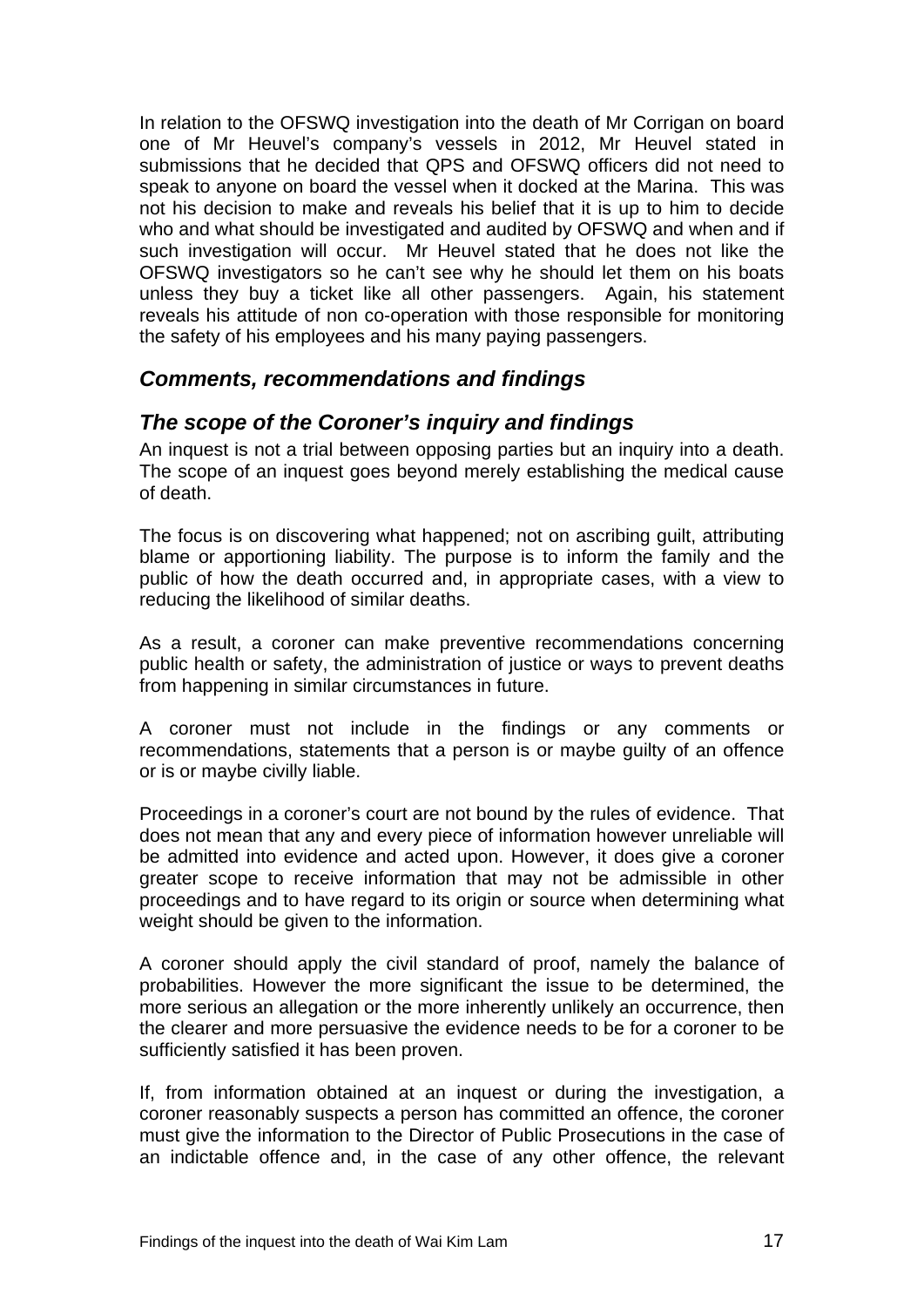In relation to the OFSWQ investigation into the death of Mr Corrigan on board one of Mr Heuvel's company's vessels in 2012, Mr Heuvel stated in submissions that he decided that QPS and OFSWQ officers did not need to speak to anyone on board the vessel when it docked at the Marina. This was not his decision to make and reveals his belief that it is up to him to decide who and what should be investigated and audited by OFSWQ and when and if such investigation will occur. Mr Heuvel stated that he does not like the OFSWQ investigators so he can't see why he should let them on his boats unless they buy a ticket like all other passengers. Again, his statement reveals his attitude of non co-operation with those responsible for monitoring the safety of his employees and his many paying passengers.

## *Comments, recommendations and findings*

## *The scope of the Coroner's inquiry and findings*

An inquest is not a trial between opposing parties but an inquiry into a death. The scope of an inquest goes beyond merely establishing the medical cause of death.

The focus is on discovering what happened; not on ascribing guilt, attributing blame or apportioning liability. The purpose is to inform the family and the public of how the death occurred and, in appropriate cases, with a view to reducing the likelihood of similar deaths.

As a result, a coroner can make preventive recommendations concerning public health or safety, the administration of justice or ways to prevent deaths from happening in similar circumstances in future.

A coroner must not include in the findings or any comments or recommendations, statements that a person is or maybe guilty of an offence or is or maybe civilly liable.

Proceedings in a coroner's court are not bound by the rules of evidence. That does not mean that any and every piece of information however unreliable will be admitted into evidence and acted upon. However, it does give a coroner greater scope to receive information that may not be admissible in other proceedings and to have regard to its origin or source when determining what weight should be given to the information.

A coroner should apply the civil standard of proof, namely the balance of probabilities. However the more significant the issue to be determined, the more serious an allegation or the more inherently unlikely an occurrence, then the clearer and more persuasive the evidence needs to be for a coroner to be sufficiently satisfied it has been proven.

If, from information obtained at an inquest or during the investigation, a coroner reasonably suspects a person has committed an offence, the coroner must give the information to the Director of Public Prosecutions in the case of an indictable offence and, in the case of any other offence, the relevant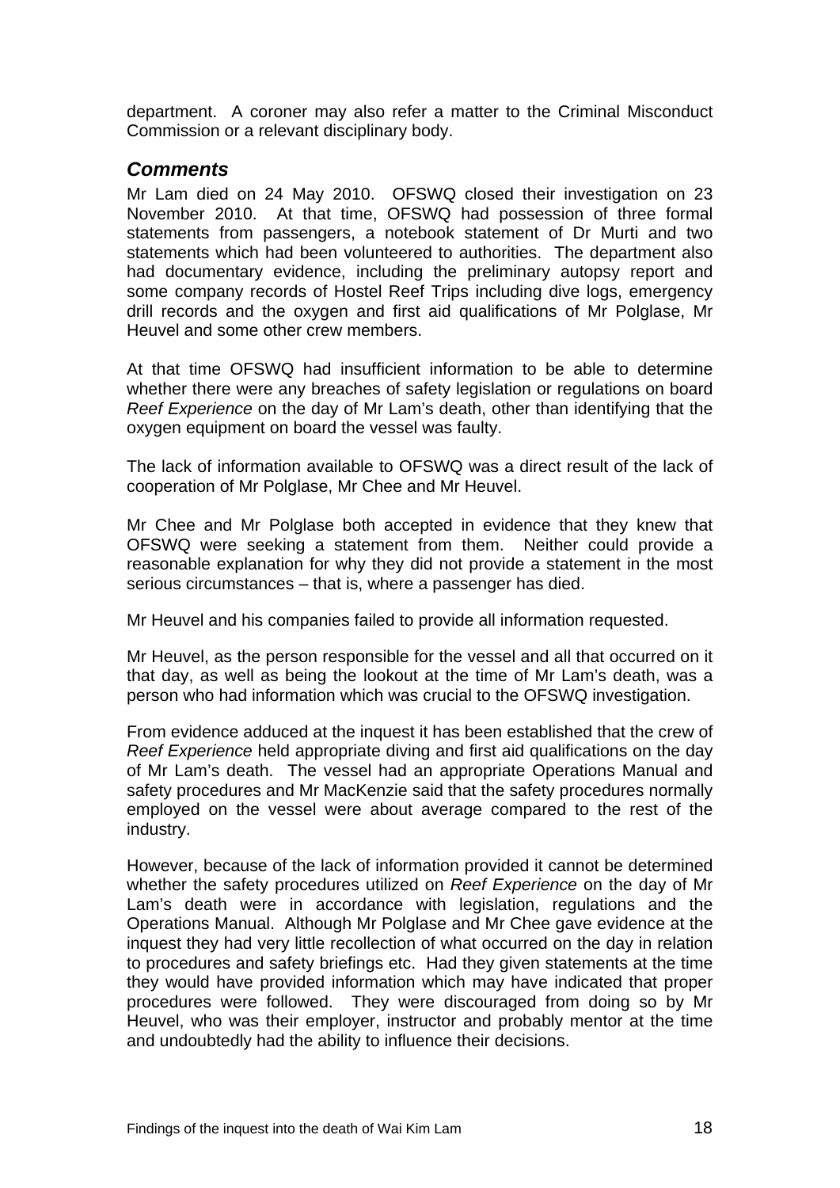department. A coroner may also refer a matter to the Criminal Misconduct Commission or a relevant disciplinary body.

## *Comments*

Mr Lam died on 24 May 2010. OFSWQ closed their investigation on 23 November 2010. At that time, OFSWQ had possession of three formal statements from passengers, a notebook statement of Dr Murti and two statements which had been volunteered to authorities. The department also had documentary evidence, including the preliminary autopsy report and some company records of Hostel Reef Trips including dive logs, emergency drill records and the oxygen and first aid qualifications of Mr Polglase, Mr Heuvel and some other crew members.

At that time OFSWQ had insufficient information to be able to determine whether there were any breaches of safety legislation or regulations on board *Reef Experience* on the day of Mr Lam's death, other than identifying that the oxygen equipment on board the vessel was faulty.

The lack of information available to OFSWQ was a direct result of the lack of cooperation of Mr Polglase, Mr Chee and Mr Heuvel.

Mr Chee and Mr Polglase both accepted in evidence that they knew that OFSWQ were seeking a statement from them. Neither could provide a reasonable explanation for why they did not provide a statement in the most serious circumstances – that is, where a passenger has died.

Mr Heuvel and his companies failed to provide all information requested.

Mr Heuvel, as the person responsible for the vessel and all that occurred on it that day, as well as being the lookout at the time of Mr Lam's death, was a person who had information which was crucial to the OFSWQ investigation.

From evidence adduced at the inquest it has been established that the crew of *Reef Experience* held appropriate diving and first aid qualifications on the day of Mr Lam's death. The vessel had an appropriate Operations Manual and safety procedures and Mr MacKenzie said that the safety procedures normally employed on the vessel were about average compared to the rest of the industry.

However, because of the lack of information provided it cannot be determined whether the safety procedures utilized on *Reef Experience* on the day of Mr Lam's death were in accordance with legislation, regulations and the Operations Manual. Although Mr Polglase and Mr Chee gave evidence at the inquest they had very little recollection of what occurred on the day in relation to procedures and safety briefings etc. Had they given statements at the time they would have provided information which may have indicated that proper procedures were followed. They were discouraged from doing so by Mr Heuvel, who was their employer, instructor and probably mentor at the time and undoubtedly had the ability to influence their decisions.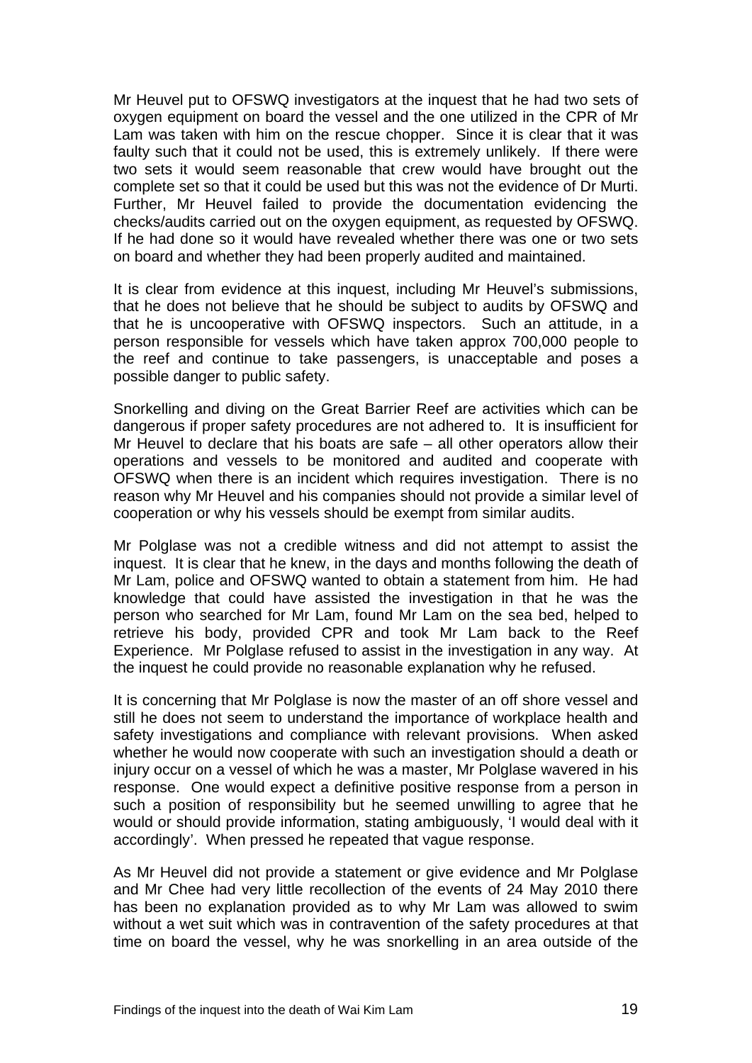Mr Heuvel put to OFSWQ investigators at the inquest that he had two sets of oxygen equipment on board the vessel and the one utilized in the CPR of Mr Lam was taken with him on the rescue chopper. Since it is clear that it was faulty such that it could not be used, this is extremely unlikely. If there were two sets it would seem reasonable that crew would have brought out the complete set so that it could be used but this was not the evidence of Dr Murti. Further, Mr Heuvel failed to provide the documentation evidencing the checks/audits carried out on the oxygen equipment, as requested by OFSWQ. If he had done so it would have revealed whether there was one or two sets on board and whether they had been properly audited and maintained.

It is clear from evidence at this inquest, including Mr Heuvel's submissions, that he does not believe that he should be subject to audits by OFSWQ and that he is uncooperative with OFSWQ inspectors. Such an attitude, in a person responsible for vessels which have taken approx 700,000 people to the reef and continue to take passengers, is unacceptable and poses a possible danger to public safety.

Snorkelling and diving on the Great Barrier Reef are activities which can be dangerous if proper safety procedures are not adhered to. It is insufficient for Mr Heuvel to declare that his boats are safe – all other operators allow their operations and vessels to be monitored and audited and cooperate with OFSWQ when there is an incident which requires investigation. There is no reason why Mr Heuvel and his companies should not provide a similar level of cooperation or why his vessels should be exempt from similar audits.

Mr Polglase was not a credible witness and did not attempt to assist the inquest. It is clear that he knew, in the days and months following the death of Mr Lam, police and OFSWQ wanted to obtain a statement from him. He had knowledge that could have assisted the investigation in that he was the person who searched for Mr Lam, found Mr Lam on the sea bed, helped to retrieve his body, provided CPR and took Mr Lam back to the Reef Experience. Mr Polglase refused to assist in the investigation in any way. At the inquest he could provide no reasonable explanation why he refused.

It is concerning that Mr Polglase is now the master of an off shore vessel and still he does not seem to understand the importance of workplace health and safety investigations and compliance with relevant provisions. When asked whether he would now cooperate with such an investigation should a death or injury occur on a vessel of which he was a master, Mr Polglase wavered in his response. One would expect a definitive positive response from a person in such a position of responsibility but he seemed unwilling to agree that he would or should provide information, stating ambiguously, 'I would deal with it accordingly'. When pressed he repeated that vague response.

As Mr Heuvel did not provide a statement or give evidence and Mr Polglase and Mr Chee had very little recollection of the events of 24 May 2010 there has been no explanation provided as to why Mr Lam was allowed to swim without a wet suit which was in contravention of the safety procedures at that time on board the vessel, why he was snorkelling in an area outside of the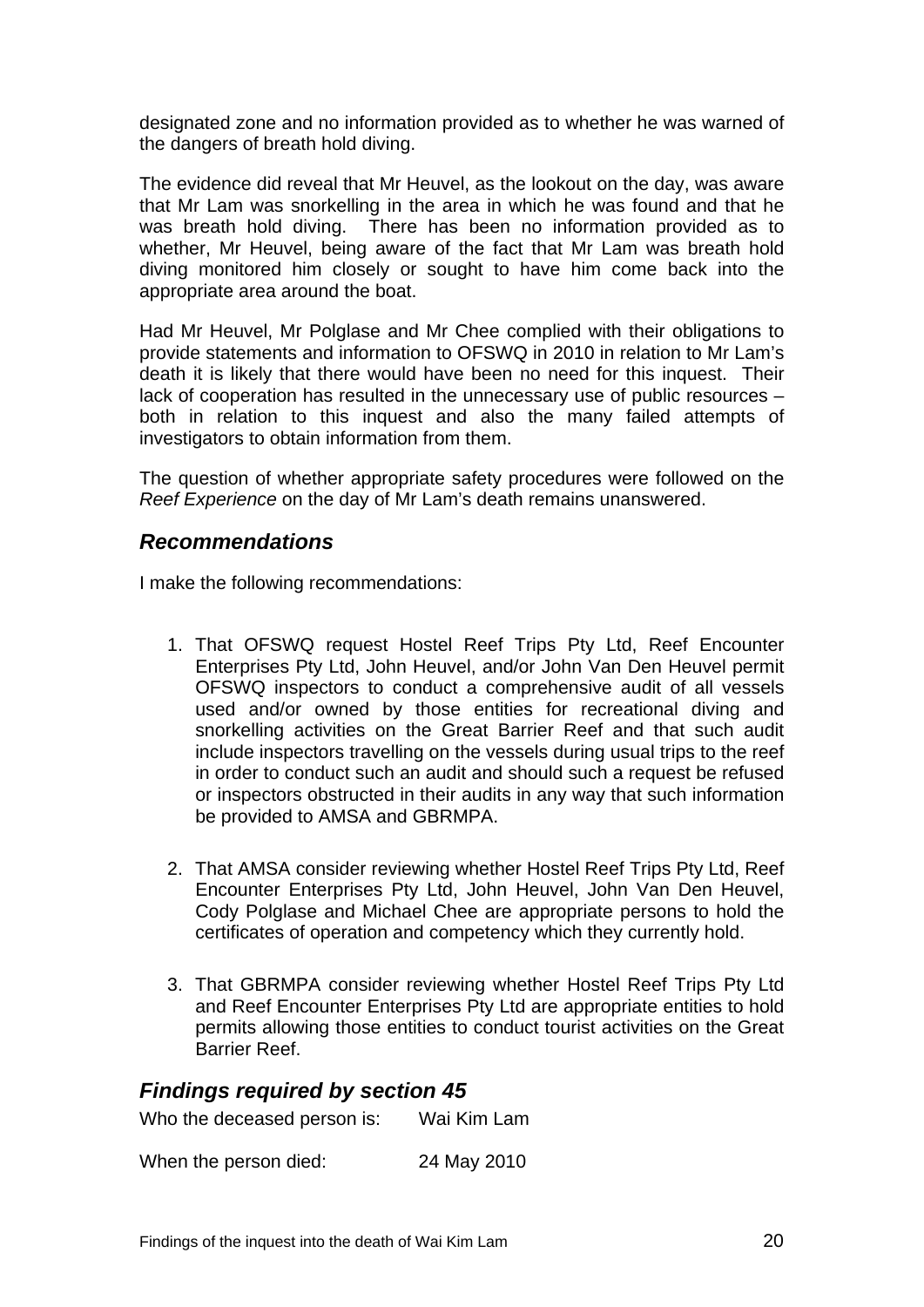designated zone and no information provided as to whether he was warned of the dangers of breath hold diving.

The evidence did reveal that Mr Heuvel, as the lookout on the day, was aware that Mr Lam was snorkelling in the area in which he was found and that he was breath hold diving. There has been no information provided as to whether, Mr Heuvel, being aware of the fact that Mr Lam was breath hold diving monitored him closely or sought to have him come back into the appropriate area around the boat.

Had Mr Heuvel, Mr Polglase and Mr Chee complied with their obligations to provide statements and information to OFSWQ in 2010 in relation to Mr Lam's death it is likely that there would have been no need for this inquest. Their lack of cooperation has resulted in the unnecessary use of public resources – both in relation to this inquest and also the many failed attempts of investigators to obtain information from them.

The question of whether appropriate safety procedures were followed on the *Reef Experience* on the day of Mr Lam's death remains unanswered.

## *Recommendations*

I make the following recommendations:

1. That OFSWQ request Hostel Reef Trips Pty Ltd, Reef Encounter Enterprises Pty Ltd, John Heuvel, and/or John Van Den Heuvel permit OFSWQ inspectors to conduct a comprehensive audit of all vessels used and/or owned by those entities for recreational diving and snorkelling activities on the Great Barrier Reef and that such audit include inspectors travelling on the vessels during usual trips to the reef in order to conduct such an audit and should such a request be refused or inspectors obstructed in their audits in any way that such information be provided to AMSA and GBRMPA.

2. That AMSA consider reviewing whether Hostel Reef Trips Pty Ltd, Reef Encounter Enterprises Pty Ltd, John Heuvel, John Van Den Heuvel, Cody Polglase and Michael Chee are appropriate persons to hold the certificates of operation and competency which they currently hold.

3. That GBRMPA consider reviewing whether Hostel Reef Trips Pty Ltd and Reef Encounter Enterprises Pty Ltd are appropriate entities to hold permits allowing those entities to conduct tourist activities on the Great Barrier Reef.

## *Findings required by section 45*

Who the deceased person is: Wai Kim Lam

When the person died: 24 May 2010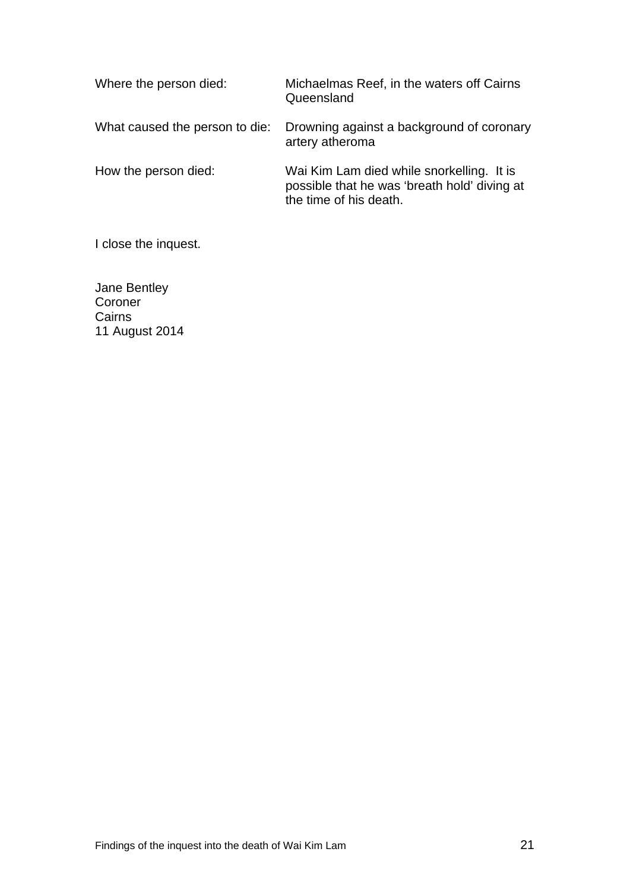| | |
|---|---|
| Where the person died: | Michaelmas Reef, in the waters off Cairns Queensland |
| What caused the person to die: | Drowning against a background of coronary artery atheroma |
| How the person died: | Wai Kim Lam died while snorkelling. It is possible that he was 'breath hold' diving at the time of his death. |

I close the inquest.

Jane Bentley
Coroner
Cairns
11 August 2014